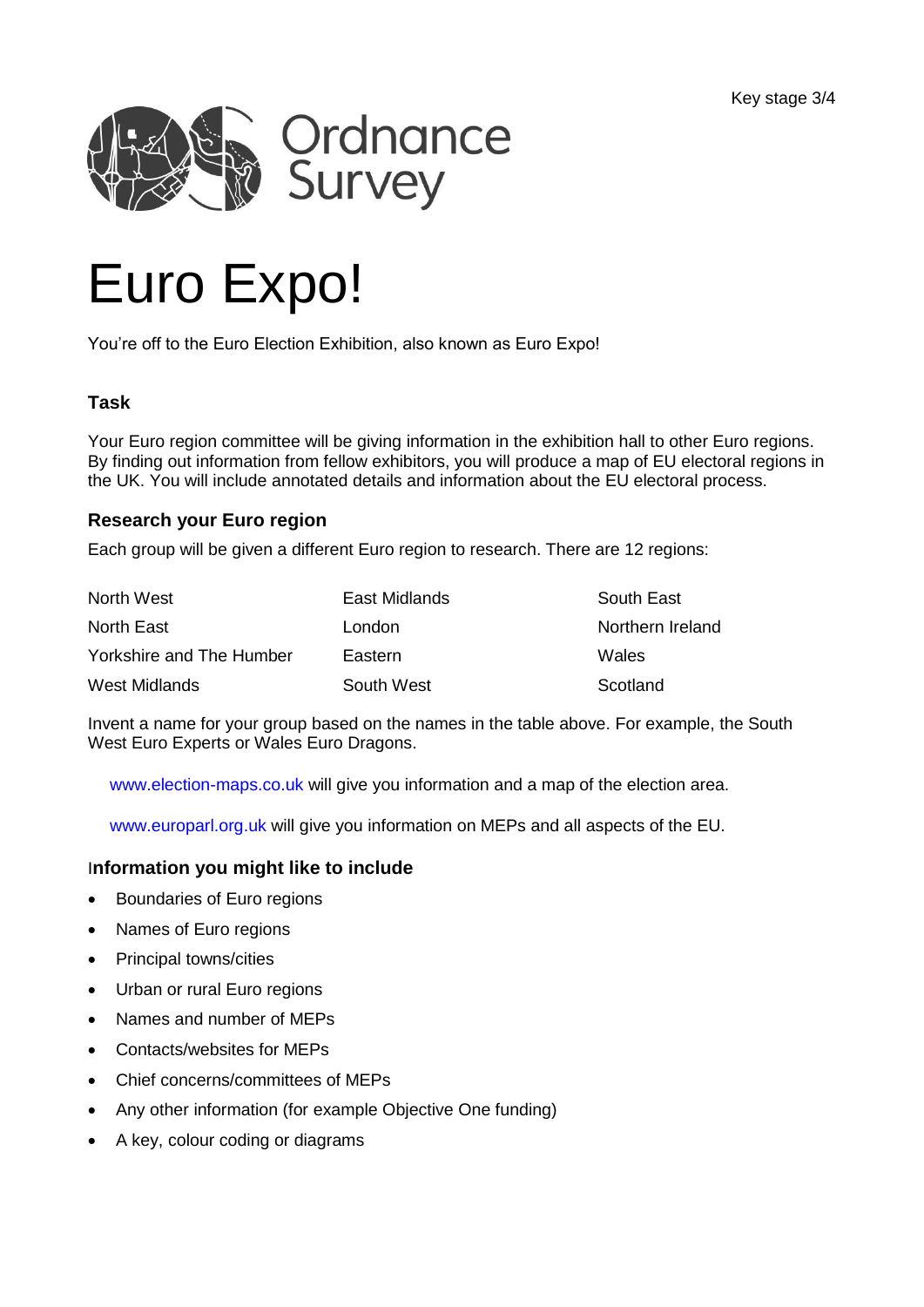Key stage 3/4

Ordnance Survey

# Euro Expo!

You're off to the Euro Election Exhibition, also known as Euro Expo!

### Task

Your Euro region committee will be giving information in the exhibition hall to other Euro regions. By finding out information from fellow exhibitors, you will produce a map of EU electoral regions in the UK. You will include annotated details and information about the EU electoral process.

### Research your Euro region

Each group will be given a different Euro region to research. There are 12 regions:

| | | |
|---|---|---|
| North West | East Midlands | South East |
| North East | London | Northern Ireland |
| Yorkshire and The Humber | Eastern | Wales |
| West Midlands | South West | Scotland |

Invent a name for your group based on the names in the table above. For example, the South West Euro Experts or Wales Euro Dragons.

www.election-maps.co.uk will give you information and a map of the election area.

www.europarl.org.uk will give you information on MEPs and all aspects of the EU.

### Information you might like to include

- Boundaries of Euro regions
- Names of Euro regions
- Principal towns/cities
- Urban or rural Euro regions
- Names and number of MEPs
- Contacts/websites for MEPs
- Chief concerns/committees of MEPs
- Any other information (for example Objective One funding)
- A key, colour coding or diagrams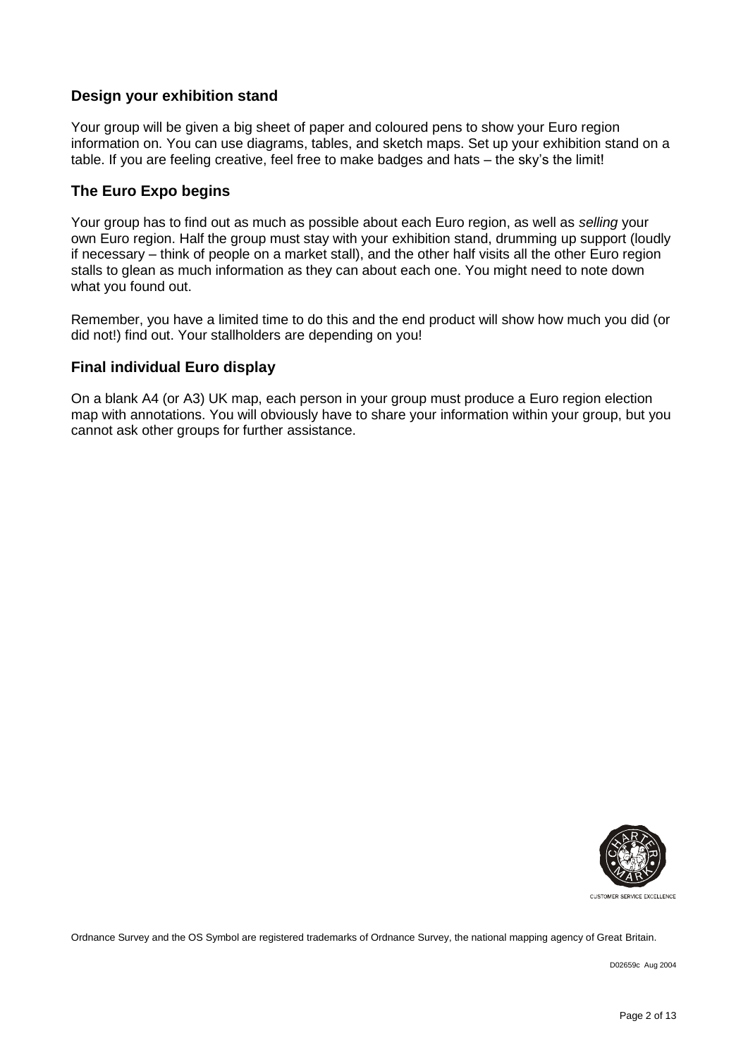## Design your exhibition stand

Your group will be given a big sheet of paper and coloured pens to show your Euro region information on. You can use diagrams, tables, and sketch maps. Set up your exhibition stand on a table. If you are feeling creative, feel free to make badges and hats – the sky's the limit!

## The Euro Expo begins

Your group has to find out as much as possible about each Euro region, as well as *selling* your own Euro region. Half the group must stay with your exhibition stand, drumming up support (loudly if necessary – think of people on a market stall), and the other half visits all the other Euro region stalls to glean as much information as they can about each one. You might need to note down what you found out.

Remember, you have a limited time to do this and the end product will show how much you did (or did not!) find out. Your stallholders are depending on you!

## Final individual Euro display

On a blank A4 (or A3) UK map, each person in your group must produce a Euro region election map with annotations. You will obviously have to share your information within your group, but you cannot ask other groups for further assistance.

CUSTOMER SERVICE EXCELLENCE

Ordnance Survey and the OS Symbol are registered trademarks of Ordnance Survey, the national mapping agency of Great Britain.

D02659c Aug 2004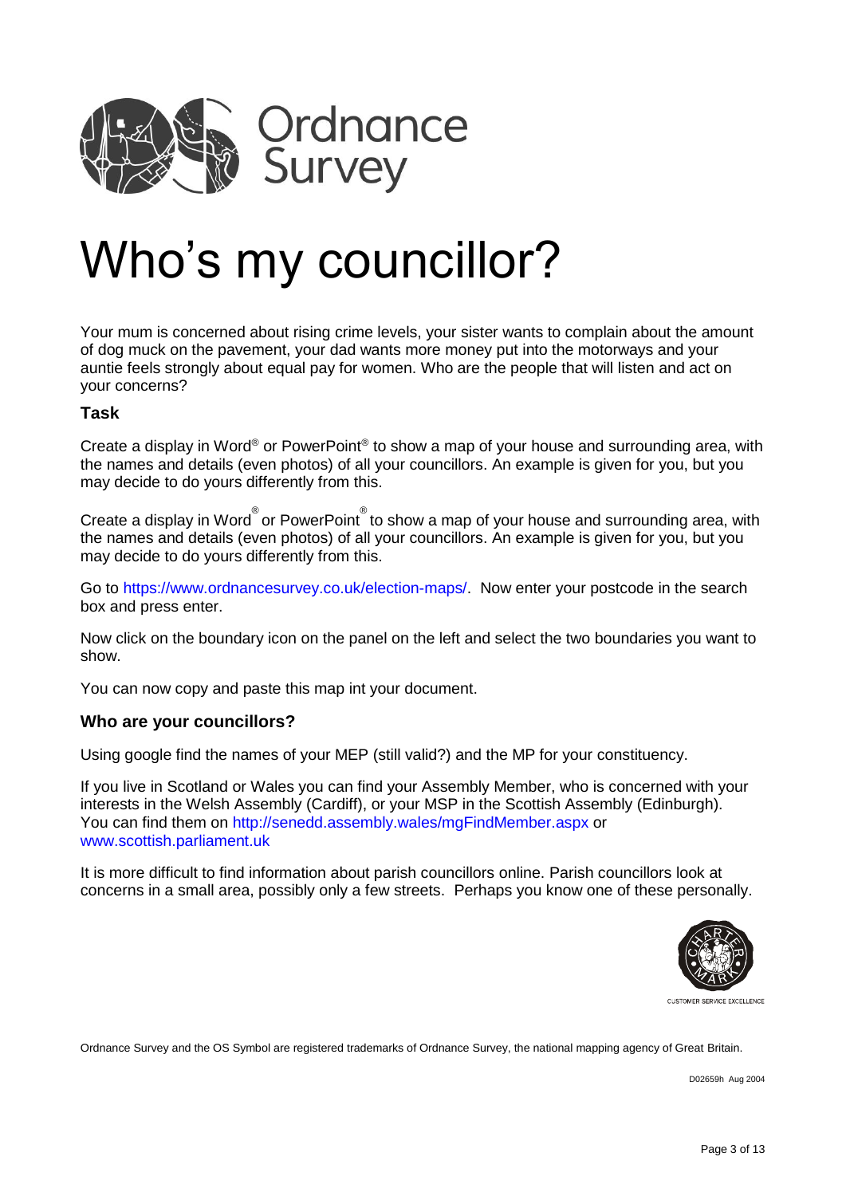Ordnance Survey

# Who's my councillor?

Your mum is concerned about rising crime levels, your sister wants to complain about the amount of dog muck on the pavement, your dad wants more money put into the motorways and your auntie feels strongly about equal pay for women. Who are the people that will listen and act on your concerns?

### Task

Create a display in Word® or PowerPoint® to show a map of your house and surrounding area, with the names and details (even photos) of all your councillors. An example is given for you, but you may decide to do yours differently from this.

Create a display in Word® or PowerPoint® to show a map of your house and surrounding area, with the names and details (even photos) of all your councillors. An example is given for you, but you may decide to do yours differently from this.

Go to https://www.ordnancesurvey.co.uk/election-maps/. Now enter your postcode in the search box and press enter.

Now click on the boundary icon on the panel on the left and select the two boundaries you want to show.

You can now copy and paste this map int your document.

### Who are your councillors?

Using google find the names of your MEP (still valid?) and the MP for your constituency.

If you live in Scotland or Wales you can find your Assembly Member, who is concerned with your interests in the Welsh Assembly (Cardiff), or your MSP in the Scottish Assembly (Edinburgh). You can find them on http://senedd.assembly.wales/mgFindMember.aspx or www.scottish.parliament.uk

It is more difficult to find information about parish councillors online. Parish councillors look at concerns in a small area, possibly only a few streets. Perhaps you know one of these personally.

CHARTER MARK
CUSTOMER SERVICE EXCELLENCE

Ordnance Survey and the OS Symbol are registered trademarks of Ordnance Survey, the national mapping agency of Great Britain.

D02659h Aug 2004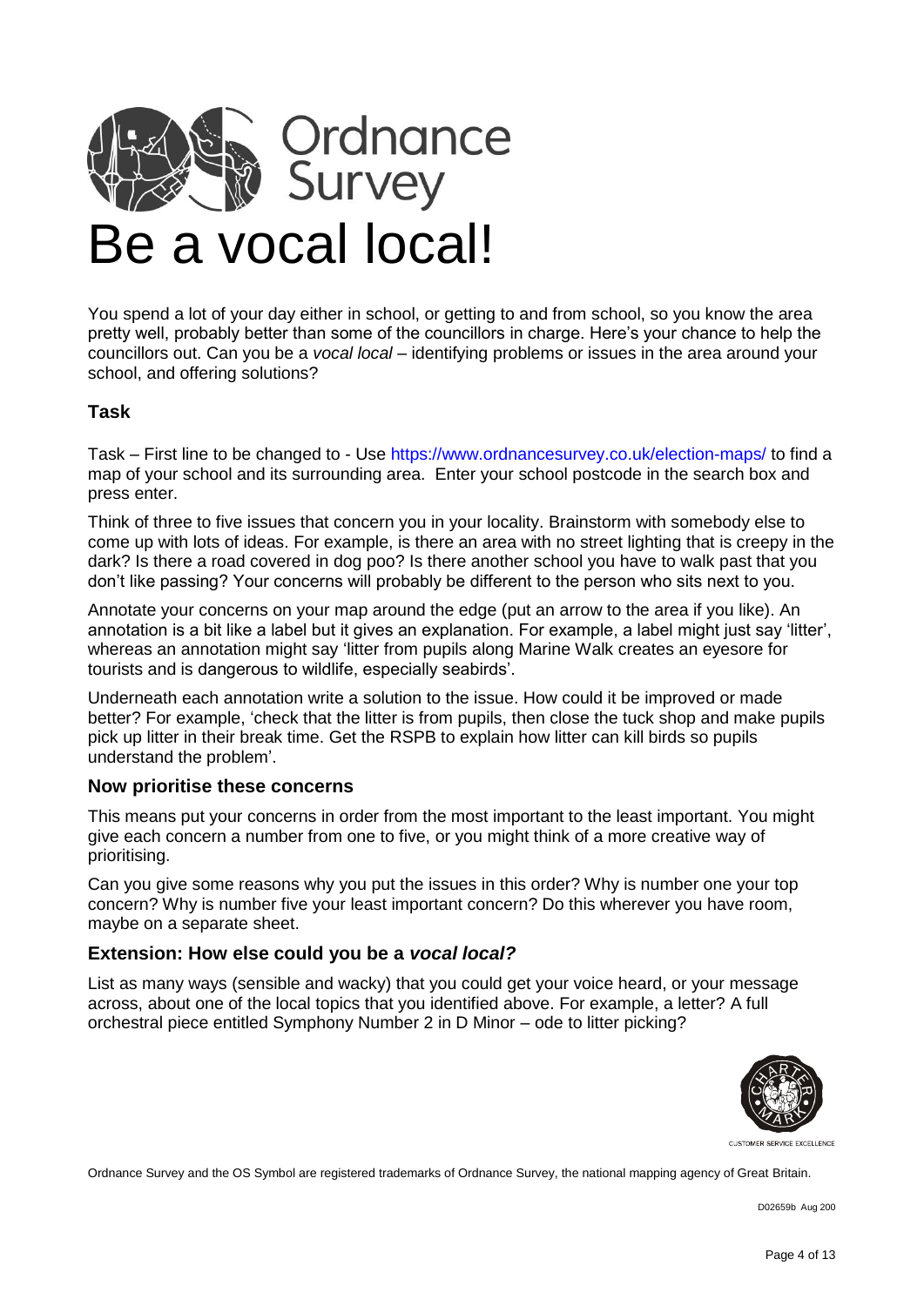Ordnance Survey

# Be a vocal local!

You spend a lot of your day either in school, or getting to and from school, so you know the area pretty well, probably better than some of the councillors in charge. Here's your chance to help the councillors out. Can you be a *vocal local* – identifying problems or issues in the area around your school, and offering solutions?

### Task

Task – First line to be changed to - Use https://www.ordnancesurvey.co.uk/election-maps/ to find a map of your school and its surrounding area. Enter your school postcode in the search box and press enter.

Think of three to five issues that concern you in your locality. Brainstorm with somebody else to come up with lots of ideas. For example, is there an area with no street lighting that is creepy in the dark? Is there a road covered in dog poo? Is there another school you have to walk past that you don't like passing? Your concerns will probably be different to the person who sits next to you.

Annotate your concerns on your map around the edge (put an arrow to the area if you like). An annotation is a bit like a label but it gives an explanation. For example, a label might just say 'litter', whereas an annotation might say 'litter from pupils along Marine Walk creates an eyesore for tourists and is dangerous to wildlife, especially seabirds'.

Underneath each annotation write a solution to the issue. How could it be improved or made better? For example, 'check that the litter is from pupils, then close the tuck shop and make pupils pick up litter in their break time. Get the RSPB to explain how litter can kill birds so pupils understand the problem'.

### Now prioritise these concerns

This means put your concerns in order from the most important to the least important. You might give each concern a number from one to five, or you might think of a more creative way of prioritising.

Can you give some reasons why you put the issues in this order? Why is number one your top concern? Why is number five your least important concern? Do this wherever you have room, maybe on a separate sheet.

### Extension: How else could you be a *vocal local?*

List as many ways (sensible and wacky) that you could get your voice heard, or your message across, about one of the local topics that you identified above. For example, a letter? A full orchestral piece entitled Symphony Number 2 in D Minor – ode to litter picking?

CUSTOMER SERVICE EXCELLENCE

Ordnance Survey and the OS Symbol are registered trademarks of Ordnance Survey, the national mapping agency of Great Britain.

D02659b Aug 200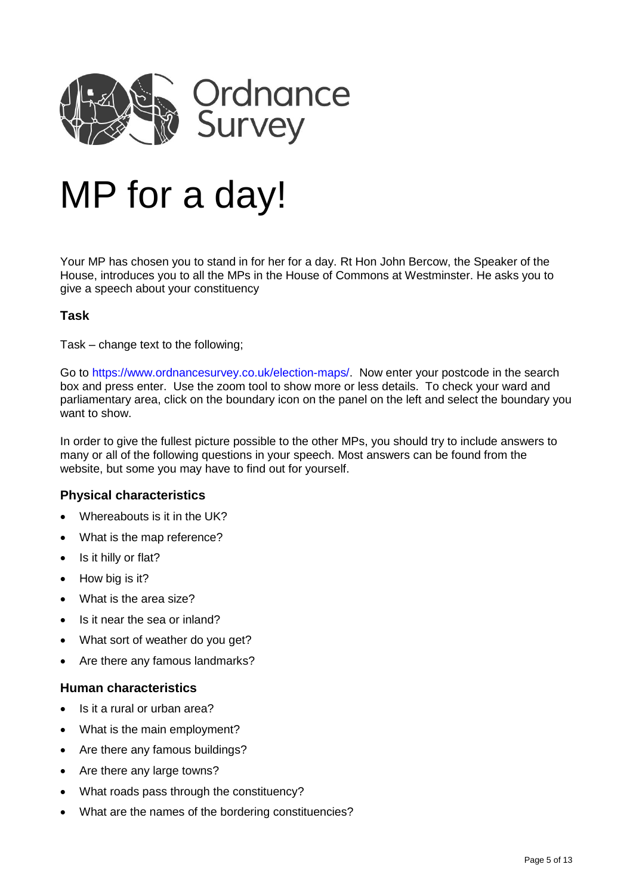Ordnance Survey

# MP for a day!

Your MP has chosen you to stand in for her for a day. Rt Hon John Bercow, the Speaker of the House, introduces you to all the MPs in the House of Commons at Westminster. He asks you to give a speech about your constituency

### Task

Task – change text to the following;

Go to https://www.ordnancesurvey.co.uk/election-maps/. Now enter your postcode in the search box and press enter. Use the zoom tool to show more or less details. To check your ward and parliamentary area, click on the boundary icon on the panel on the left and select the boundary you want to show.

In order to give the fullest picture possible to the other MPs, you should try to include answers to many or all of the following questions in your speech. Most answers can be found from the website, but some you may have to find out for yourself.

### Physical characteristics

- Whereabouts is it in the UK?
- What is the map reference?
- Is it hilly or flat?
- How big is it?
- What is the area size?
- Is it near the sea or inland?
- What sort of weather do you get?
- Are there any famous landmarks?

### Human characteristics

- Is it a rural or urban area?
- What is the main employment?
- Are there any famous buildings?
- Are there any large towns?
- What roads pass through the constituency?
- What are the names of the bordering constituencies?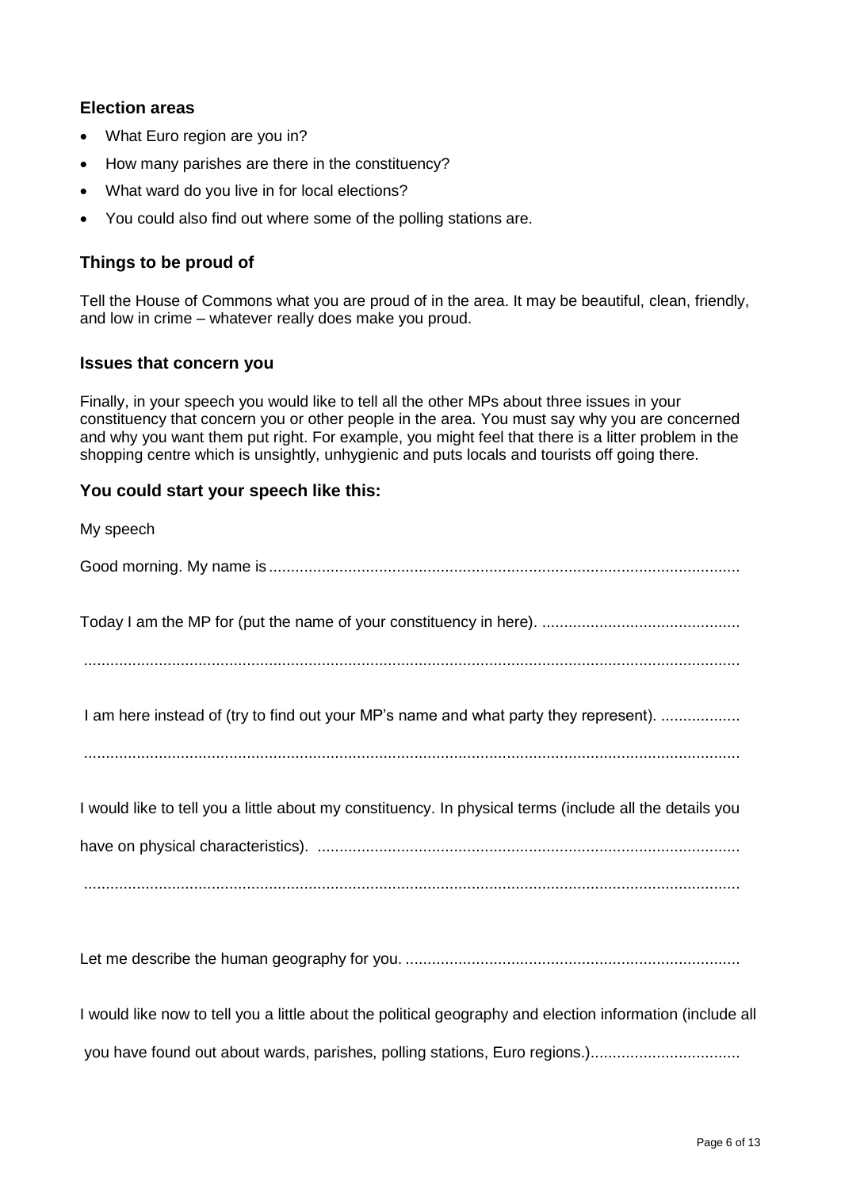### Election areas

- What Euro region are you in?
- How many parishes are there in the constituency?
- What ward do you live in for local elections?
- You could also find out where some of the polling stations are.

### Things to be proud of

Tell the House of Commons what you are proud of in the area. It may be beautiful, clean, friendly, and low in crime – whatever really does make you proud.

### Issues that concern you

Finally, in your speech you would like to tell all the other MPs about three issues in your constituency that concern you or other people in the area. You must say why you are concerned and why you want them put right. For example, you might feel that there is a litter problem in the shopping centre which is unsightly, unhygienic and puts locals and tourists off going there.

### You could start your speech like this:

My speech

Good morning. My name is..........................................................................................................

Today I am the MP for (put the name of your constituency in here). .............................................

.....................................................................................................................................................

I am here instead of (try to find out your MP's name and what party they represent). ..................

.....................................................................................................................................................

I would like to tell you a little about my constituency. In physical terms (include all the details you have on physical characteristics). ................................................................................................

.....................................................................................................................................................

Let me describe the human geography for you. ............................................................................

I would like now to tell you a little about the political geography and election information (include all you have found out about wards, parishes, polling stations, Euro regions.).................................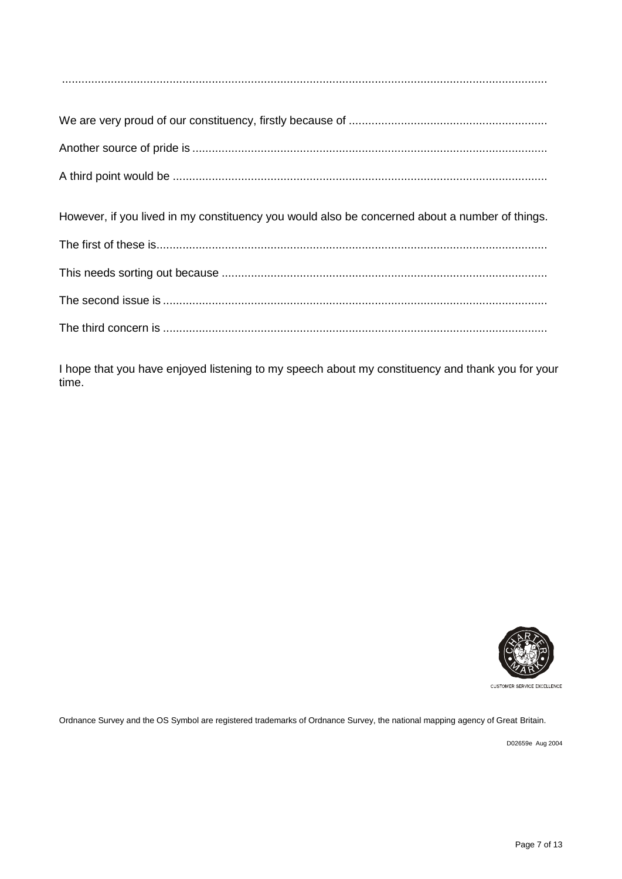.....................................................................................................................................................

We are very proud of our constituency, firstly because of ............................................................

Another source of pride is ............................................................................................................

A third point would be ...................................................................................................................

However, if you lived in my constituency you would also be concerned about a number of things.

The first of these is.......................................................................................................................

This needs sorting out because ....................................................................................................

The second issue is ......................................................................................................................

The third concern is ......................................................................................................................

I hope that you have enjoyed listening to my speech about my constituency and thank you for your time.

CUSTOMER SERVICE EXCELLENCE

Ordnance Survey and the OS Symbol are registered trademarks of Ordnance Survey, the national mapping agency of Great Britain.

D02659e Aug 2004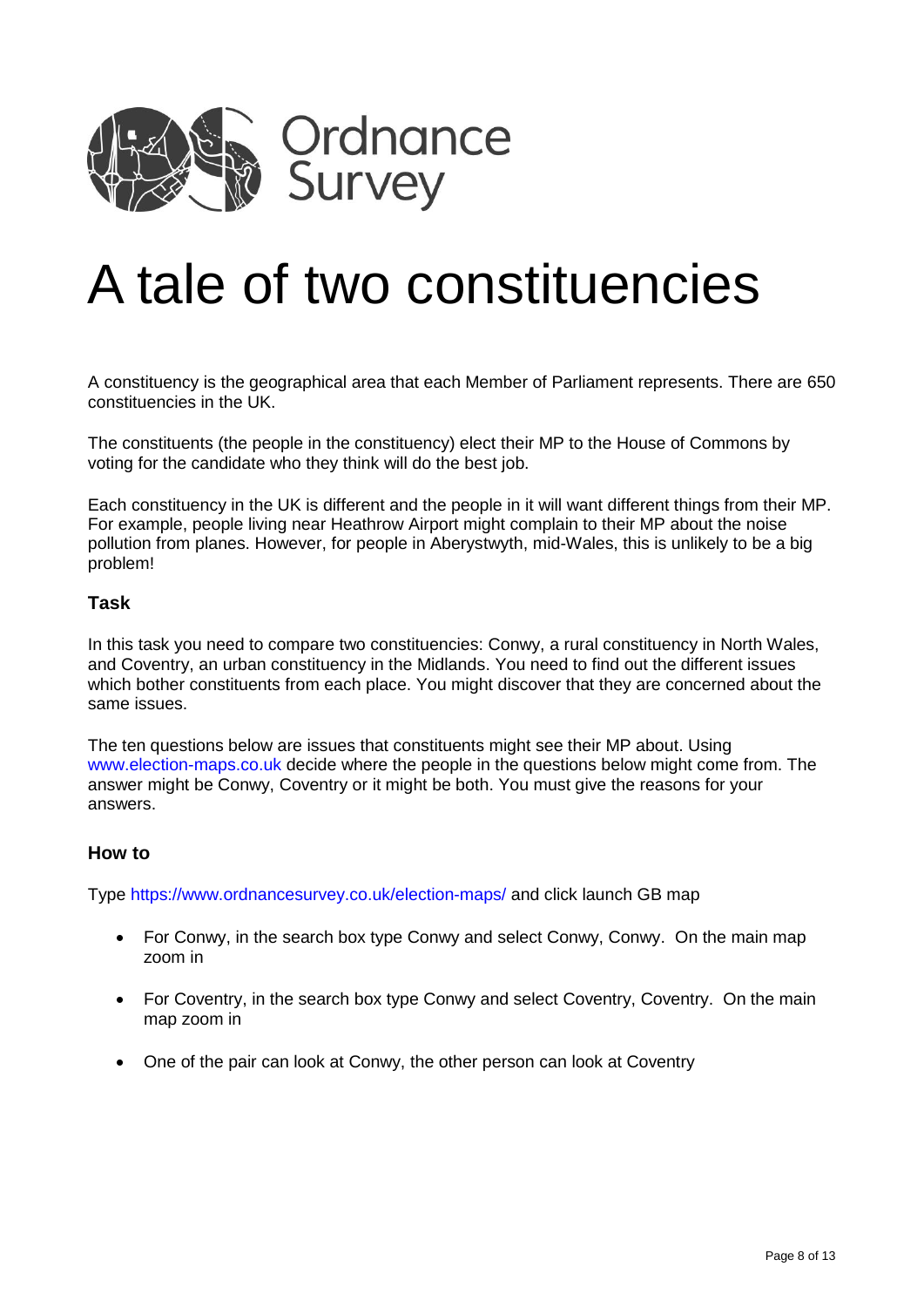Ordnance Survey

# A tale of two constituencies

A constituency is the geographical area that each Member of Parliament represents. There are 650 constituencies in the UK.

The constituents (the people in the constituency) elect their MP to the House of Commons by voting for the candidate who they think will do the best job.

Each constituency in the UK is different and the people in it will want different things from their MP. For example, people living near Heathrow Airport might complain to their MP about the noise pollution from planes. However, for people in Aberystwyth, mid-Wales, this is unlikely to be a big problem!

### Task

In this task you need to compare two constituencies: Conwy, a rural constituency in North Wales, and Coventry, an urban constituency in the Midlands. You need to find out the different issues which bother constituents from each place. You might discover that they are concerned about the same issues.

The ten questions below are issues that constituents might see their MP about. Using www.election-maps.co.uk decide where the people in the questions below might come from. The answer might be Conwy, Coventry or it might be both. You must give the reasons for your answers.

### How to

Type https://www.ordnancesurvey.co.uk/election-maps/ and click launch GB map

- For Conwy, in the search box type Conwy and select Conwy, Conwy. On the main map zoom in
- For Coventry, in the search box type Conwy and select Coventry, Coventry. On the main map zoom in
- One of the pair can look at Conwy, the other person can look at Coventry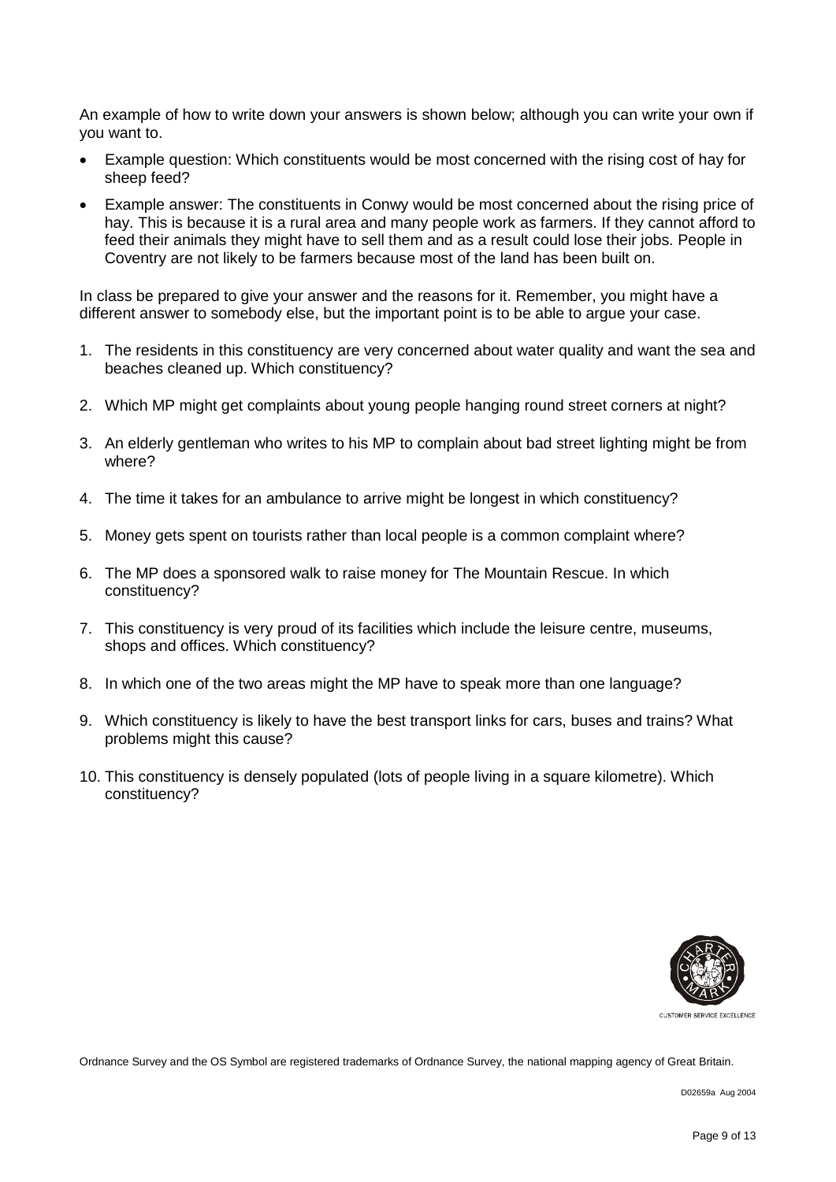An example of how to write down your answers is shown below; although you can write your own if you want to.

- Example question: Which constituents would be most concerned with the rising cost of hay for sheep feed?
- Example answer: The constituents in Conwy would be most concerned about the rising price of hay. This is because it is a rural area and many people work as farmers. If they cannot afford to feed their animals they might have to sell them and as a result could lose their jobs. People in Coventry are not likely to be farmers because most of the land has been built on.

In class be prepared to give your answer and the reasons for it. Remember, you might have a different answer to somebody else, but the important point is to be able to argue your case.

1. The residents in this constituency are very concerned about water quality and want the sea and beaches cleaned up. Which constituency?
2. Which MP might get complaints about young people hanging round street corners at night?
3. An elderly gentleman who writes to his MP to complain about bad street lighting might be from where?
4. The time it takes for an ambulance to arrive might be longest in which constituency?
5. Money gets spent on tourists rather than local people is a common complaint where?
6. The MP does a sponsored walk to raise money for The Mountain Rescue. In which constituency?
7. This constituency is very proud of its facilities which include the leisure centre, museums, shops and offices. Which constituency?
8. In which one of the two areas might the MP have to speak more than one language?
9. Which constituency is likely to have the best transport links for cars, buses and trains? What problems might this cause?
10. This constituency is densely populated (lots of people living in a square kilometre). Which constituency?

CUSTOMER SERVICE EXCELLENCE

Ordnance Survey and the OS Symbol are registered trademarks of Ordnance Survey, the national mapping agency of Great Britain.

D02659a Aug 2004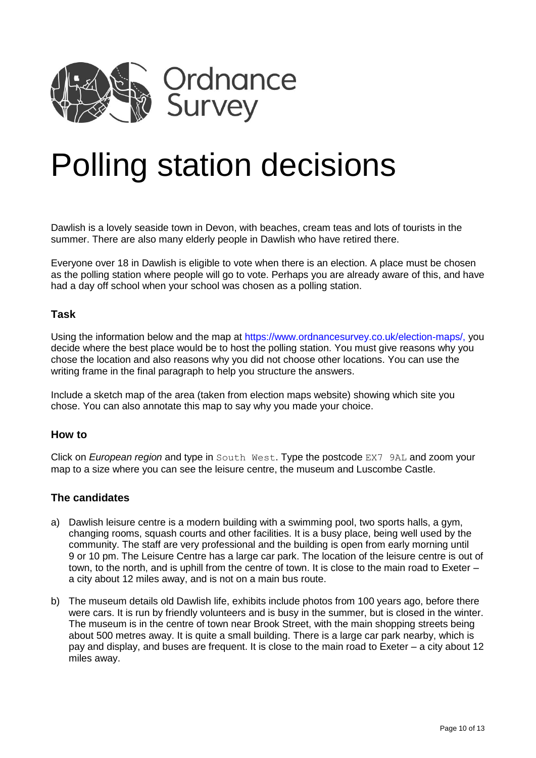Ordnance Survey

# Polling station decisions

Dawlish is a lovely seaside town in Devon, with beaches, cream teas and lots of tourists in the summer. There are also many elderly people in Dawlish who have retired there.

Everyone over 18 in Dawlish is eligible to vote when there is an election. A place must be chosen as the polling station where people will go to vote. Perhaps you are already aware of this, and have had a day off school when your school was chosen as a polling station.

### Task

Using the information below and the map at https://www.ordnancesurvey.co.uk/election-maps/, you decide where the best place would be to host the polling station. You must give reasons why you chose the location and also reasons why you did not choose other locations. You can use the writing frame in the final paragraph to help you structure the answers.

Include a sketch map of the area (taken from election maps website) showing which site you chose. You can also annotate this map to say why you made your choice.

### How to

Click on *European region* and type in `South West`. Type the postcode `EX7 9AL` and zoom your map to a size where you can see the leisure centre, the museum and Luscombe Castle.

### The candidates

a) Dawlish leisure centre is a modern building with a swimming pool, two sports halls, a gym, changing rooms, squash courts and other facilities. It is a busy place, being well used by the community. The staff are very professional and the building is open from early morning until 9 or 10 pm. The Leisure Centre has a large car park. The location of the leisure centre is out of town, to the north, and is uphill from the centre of town. It is close to the main road to Exeter – a city about 12 miles away, and is not on a main bus route.

b) The museum details old Dawlish life, exhibits include photos from 100 years ago, before there were cars. It is run by friendly volunteers and is busy in the summer, but is closed in the winter. The museum is in the centre of town near Brook Street, with the main shopping streets being about 500 metres away. It is quite a small building. There is a large car park nearby, which is pay and display, and buses are frequent. It is close to the main road to Exeter – a city about 12 miles away.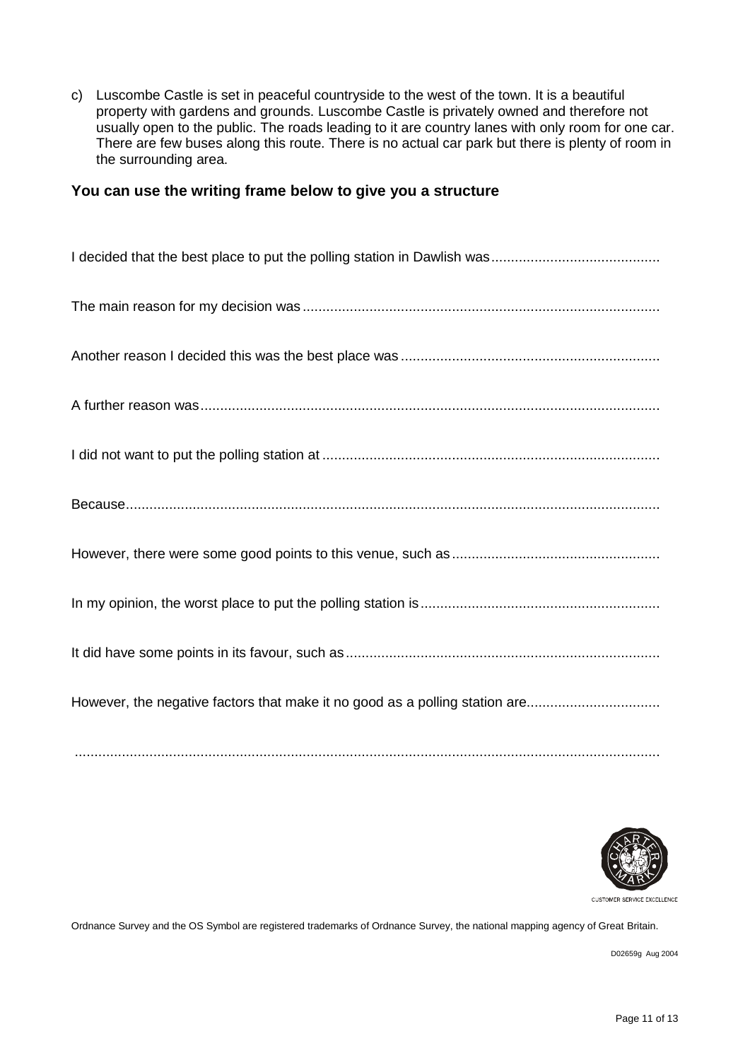c) Luscombe Castle is set in peaceful countryside to the west of the town. It is a beautiful property with gardens and grounds. Luscombe Castle is privately owned and therefore not usually open to the public. The roads leading to it are country lanes with only room for one car. There are few buses along this route. There is no actual car park but there is plenty of room in the surrounding area.

### You can use the writing frame below to give you a structure

I decided that the best place to put the polling station in Dawlish was...........................................

The main reason for my decision was...........................................................................................

Another reason I decided this was the best place was..................................................................

A further reason was.....................................................................................................................

I did not want to put the polling station at......................................................................................

Because........................................................................................................................................

However, there were some good points to this venue, such as.....................................................

In my opinion, the worst place to put the polling station is.............................................................

It did have some points in its favour, such as................................................................................

However, the negative factors that make it no good as a polling station are..................................

.....................................................................................................................................................

CUSTOMER SERVICE EXCELLENCE

Ordnance Survey and the OS Symbol are registered trademarks of Ordnance Survey, the national mapping agency of Great Britain.

D02659g Aug 2004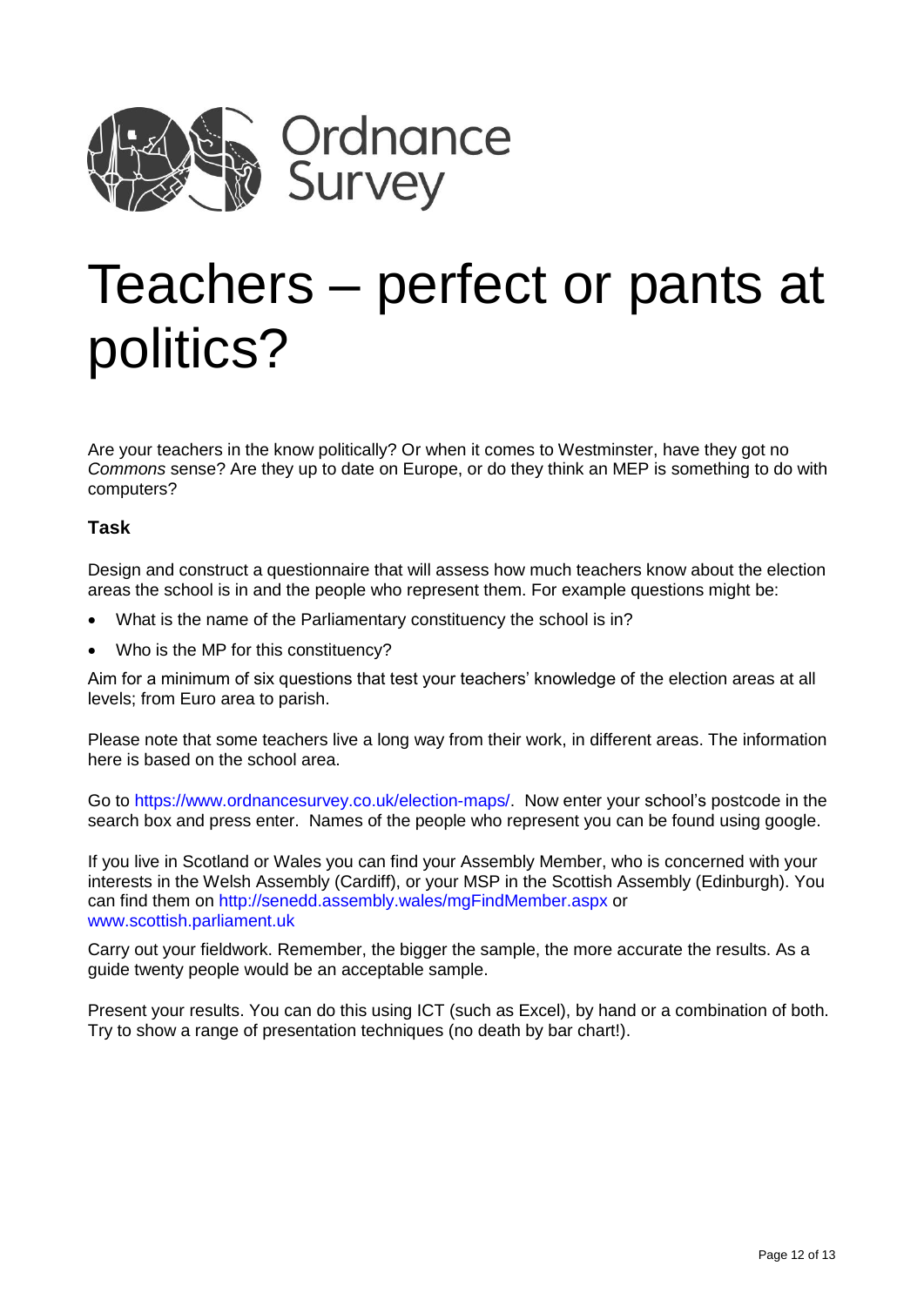Ordnance Survey

# Teachers – perfect or pants at politics?

Are your teachers in the know politically? Or when it comes to Westminster, have they got no *Commons* sense? Are they up to date on Europe, or do they think an MEP is something to do with computers?

### Task

Design and construct a questionnaire that will assess how much teachers know about the election areas the school is in and the people who represent them. For example questions might be:

- What is the name of the Parliamentary constituency the school is in?
- Who is the MP for this constituency?

Aim for a minimum of six questions that test your teachers' knowledge of the election areas at all levels; from Euro area to parish.

Please note that some teachers live a long way from their work, in different areas. The information here is based on the school area.

Go to https://www.ordnancesurvey.co.uk/election-maps/. Now enter your school's postcode in the search box and press enter. Names of the people who represent you can be found using google.

If you live in Scotland or Wales you can find your Assembly Member, who is concerned with your interests in the Welsh Assembly (Cardiff), or your MSP in the Scottish Assembly (Edinburgh). You can find them on http://senedd.assembly.wales/mgFindMember.aspx or www.scottish.parliament.uk

Carry out your fieldwork. Remember, the bigger the sample, the more accurate the results. As a guide twenty people would be an acceptable sample.

Present your results. You can do this using ICT (such as Excel), by hand or a combination of both. Try to show a range of presentation techniques (no death by bar chart!).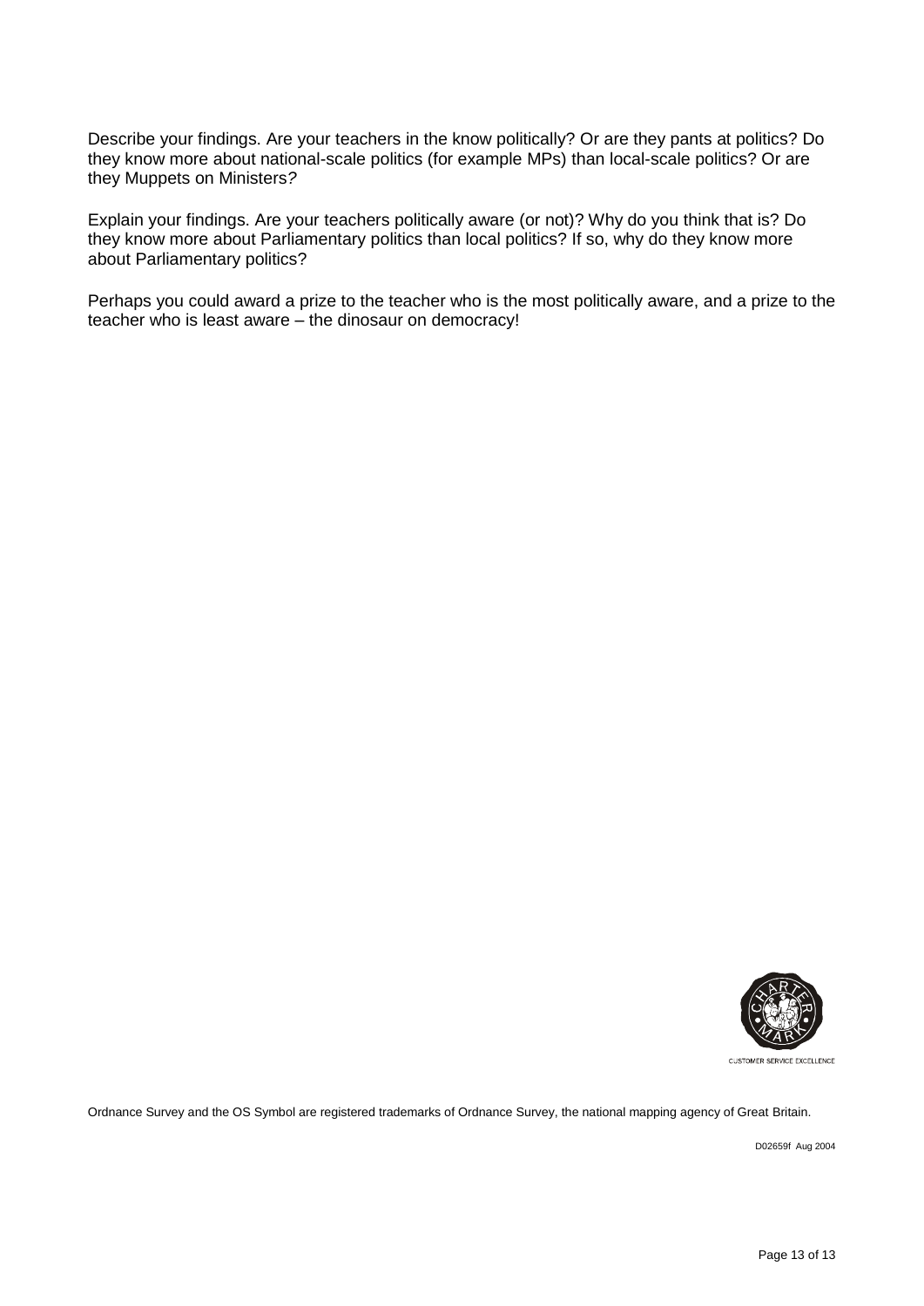Describe your findings. Are your teachers in the know politically? Or are they pants at politics? Do they know more about national-scale politics (for example MPs) than local-scale politics? Or are they Muppets on Ministers?

Explain your findings. Are your teachers politically aware (or not)? Why do you think that is? Do they know more about Parliamentary politics than local politics? If so, why do they know more about Parliamentary politics?

Perhaps you could award a prize to the teacher who is the most politically aware, and a prize to the teacher who is least aware – the dinosaur on democracy!

CHARTER MARK

CUSTOMER SERVICE EXCELLENCE

Ordnance Survey and the OS Symbol are registered trademarks of Ordnance Survey, the national mapping agency of Great Britain.

D02659f Aug 2004